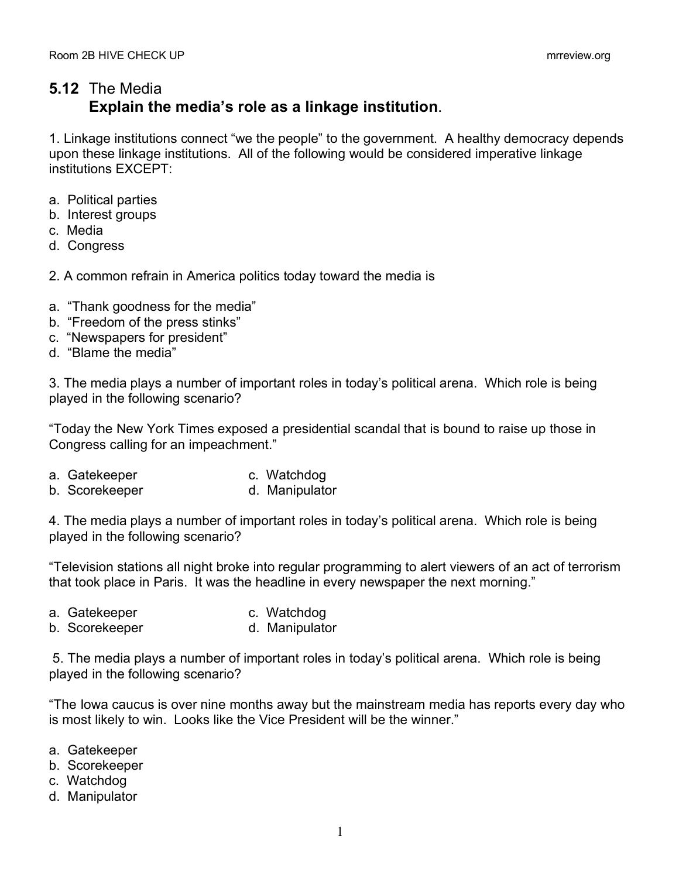## 5.12 The Media

### Explain the media's role as a linkage institution.

1. Linkage institutions connect "we the people" to the government. A healthy democracy depends upon these linkage institutions. All of the following would be considered imperative linkage institutions EXCEPT:

a. Political parties
b. Interest groups
c. Media
d. Congress

2. A common refrain in America politics today toward the media is

a. "Thank goodness for the media"
b. "Freedom of the press stinks"
c. "Newspapers for president"
d. "Blame the media"

3. The media plays a number of important roles in today's political arena. Which role is being played in the following scenario?

"Today the New York Times exposed a presidential scandal that is bound to raise up those in Congress calling for an impeachment."

a. Gatekeeper
b. Scorekeeper
c. Watchdog
d. Manipulator

4. The media plays a number of important roles in today's political arena. Which role is being played in the following scenario?

"Television stations all night broke into regular programming to alert viewers of an act of terrorism that took place in Paris. It was the headline in every newspaper the next morning."

a. Gatekeeper
b. Scorekeeper
c. Watchdog
d. Manipulator

5. The media plays a number of important roles in today's political arena. Which role is being played in the following scenario?

"The Iowa caucus is over nine months away but the mainstream media has reports every day who is most likely to win. Looks like the Vice President will be the winner."

a. Gatekeeper
b. Scorekeeper
c. Watchdog
d. Manipulator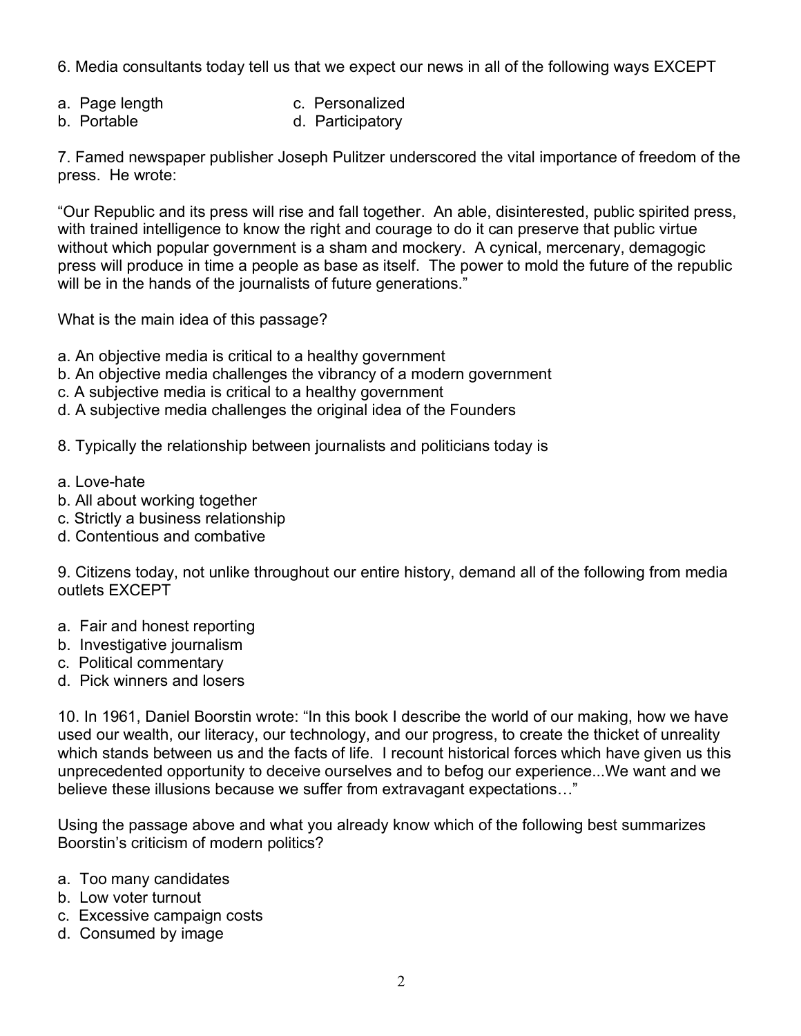6. Media consultants today tell us that we expect our news in all of the following ways EXCEPT

a. Page length
b. Portable
c. Personalized
d. Participatory

7. Famed newspaper publisher Joseph Pulitzer underscored the vital importance of freedom of the press. He wrote:

"Our Republic and its press will rise and fall together. An able, disinterested, public spirited press, with trained intelligence to know the right and courage to do it can preserve that public virtue without which popular government is a sham and mockery. A cynical, mercenary, demagogic press will produce in time a people as base as itself. The power to mold the future of the republic will be in the hands of the journalists of future generations."

What is the main idea of this passage?

a. An objective media is critical to a healthy government
b. An objective media challenges the vibrancy of a modern government
c. A subjective media is critical to a healthy government
d. A subjective media challenges the original idea of the Founders

8. Typically the relationship between journalists and politicians today is

a. Love-hate
b. All about working together
c. Strictly a business relationship
d. Contentious and combative

9. Citizens today, not unlike throughout our entire history, demand all of the following from media outlets EXCEPT

a. Fair and honest reporting
b. Investigative journalism
c. Political commentary
d. Pick winners and losers

10. In 1961, Daniel Boorstin wrote: "In this book I describe the world of our making, how we have used our wealth, our literacy, our technology, and our progress, to create the thicket of unreality which stands between us and the facts of life. I recount historical forces which have given us this unprecedented opportunity to deceive ourselves and to befog our experience...We want and we believe these illusions because we suffer from extravagant expectations…"

Using the passage above and what you already know which of the following best summarizes Boorstin's criticism of modern politics?

a. Too many candidates
b. Low voter turnout
c. Excessive campaign costs
d. Consumed by image